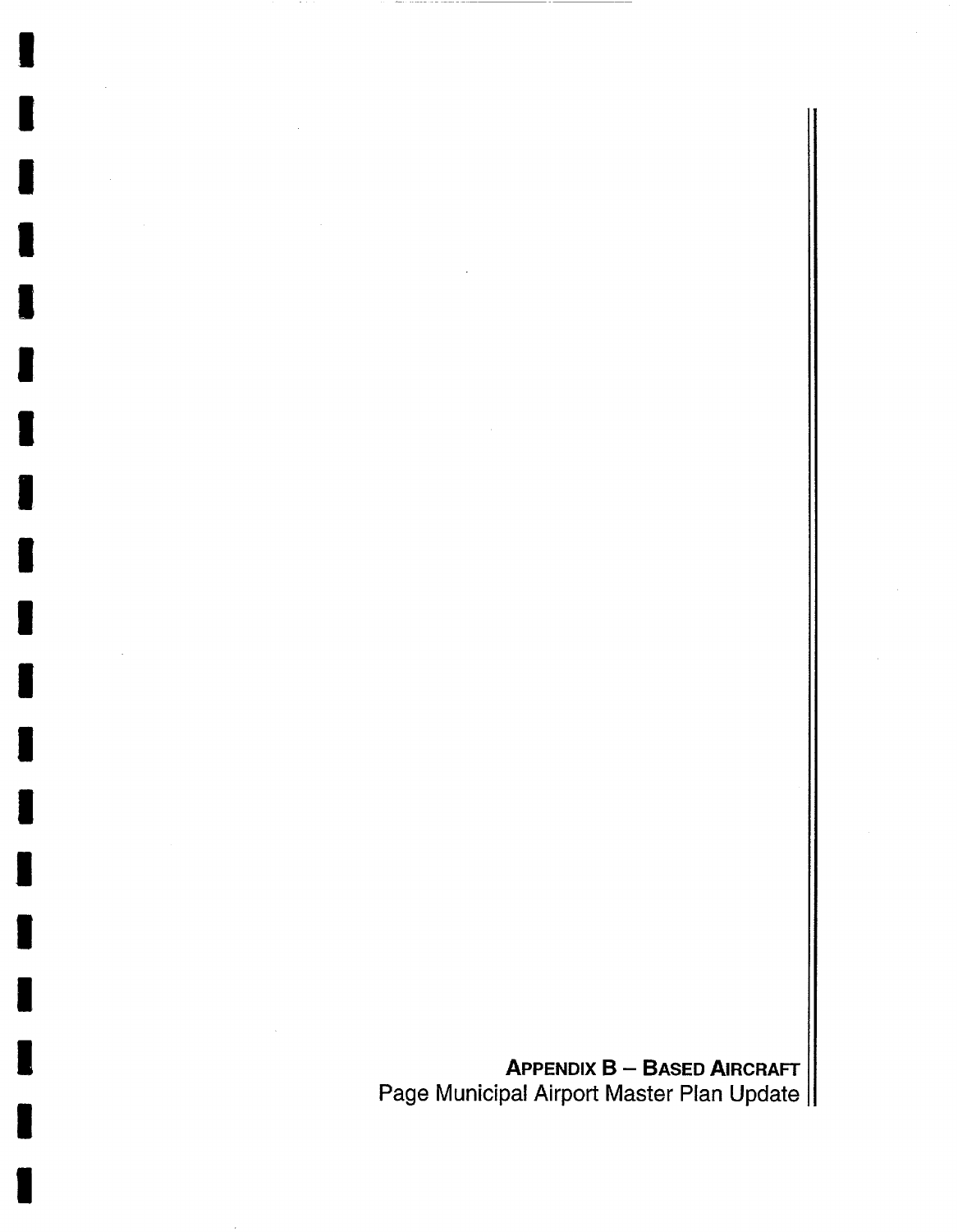# APPENDIX B – BASED AIRCRAFT

Page Municipal Airport Master Plan Update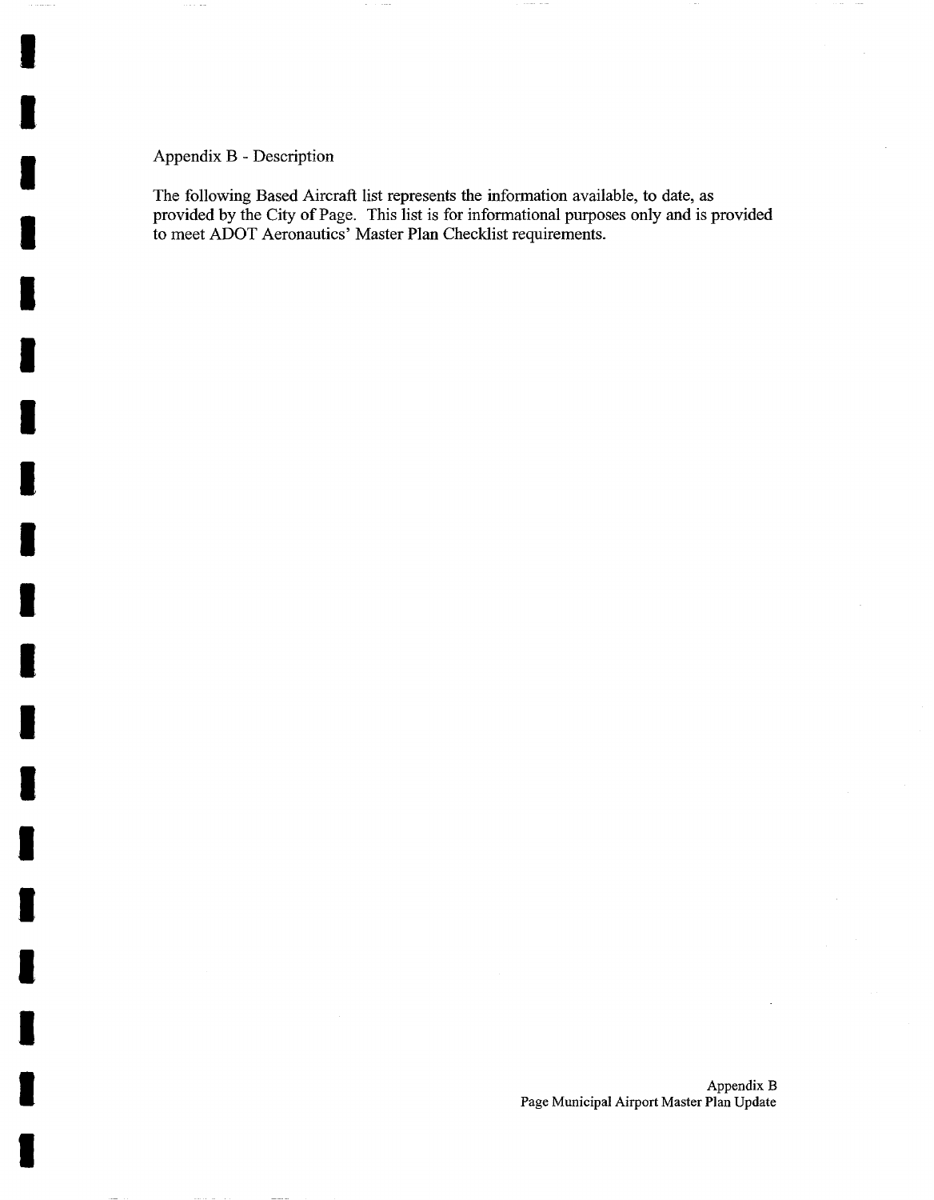Appendix B - Description

The following Based Aircraft list represents the information available, to date, as provided by the City of Page. This list is for informational purposes only and is provided to meet ADOT Aeronautics' Master Plan Checklist requirements.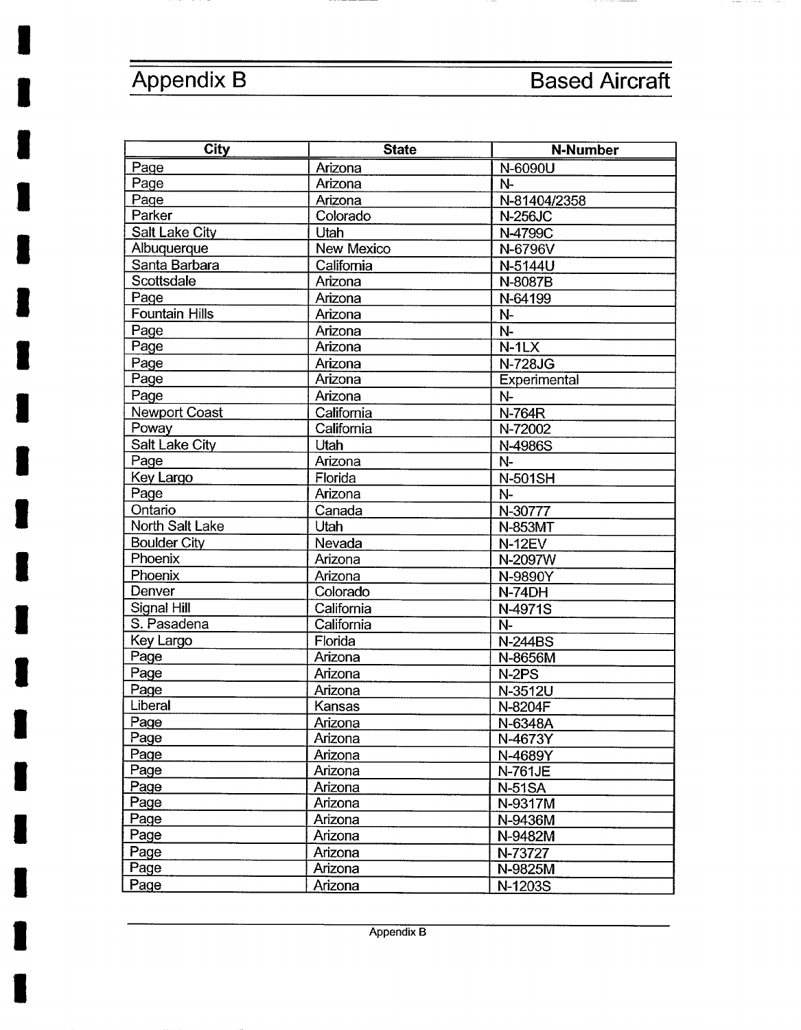# Appendix B — Based Aircraft

| City | State | N-Number |
|---|---|---|
| Page | Arizona | N-6090U |
| Page | Arizona | N- |
| Page | Arizona | N-81404/2358 |
| Parker | Colorado | N-256JC |
| Salt Lake City | Utah | N-4799C |
| Albuquerque | New Mexico | N-6796V |
| Santa Barbara | California | N-5144U |
| Scottsdale | Arizona | N-8087B |
| Page | Arizona | N-64199 |
| Fountain Hills | Arizona | N- |
| Page | Arizona | N- |
| Page | Arizona | N-1LX |
| Page | Arizona | N-728JG |
| Page | Arizona | Experimental |
| Page | Arizona | N- |
| Newport Coast | California | N-764R |
| Poway | California | N-72002 |
| Salt Lake City | Utah | N-4986S |
| Page | Arizona | N- |
| Key Largo | Florida | N-501SH |
| Page | Arizona | N- |
| Ontario | Canada | N-30777 |
| North Salt Lake | Utah | N-853MT |
| Boulder City | Nevada | N-12EV |
| Phoenix | Arizona | N-2097W |
| Phoenix | Arizona | N-9890Y |
| Denver | Colorado | N-74DH |
| Signal Hill | California | N-4971S |
| S. Pasadena | California | N- |
| Key Largo | Florida | N-244BS |
| Page | Arizona | N-8656M |
| Page | Arizona | N-2PS |
| Page | Arizona | N-3512U |
| Liberal | Kansas | N-8204F |
| Page | Arizona | N-6348A |
| Page | Arizona | N-4673Y |
| Page | Arizona | N-4689Y |
| Page | Arizona | N-761JE |
| Page | Arizona | N-51SA |
| Page | Arizona | N-9317M |
| Page | Arizona | N-9436M |
| Page | Arizona | N-9482M |
| Page | Arizona | N-73727 |
| Page | Arizona | N-9825M |
| Page | Arizona | N-1203S |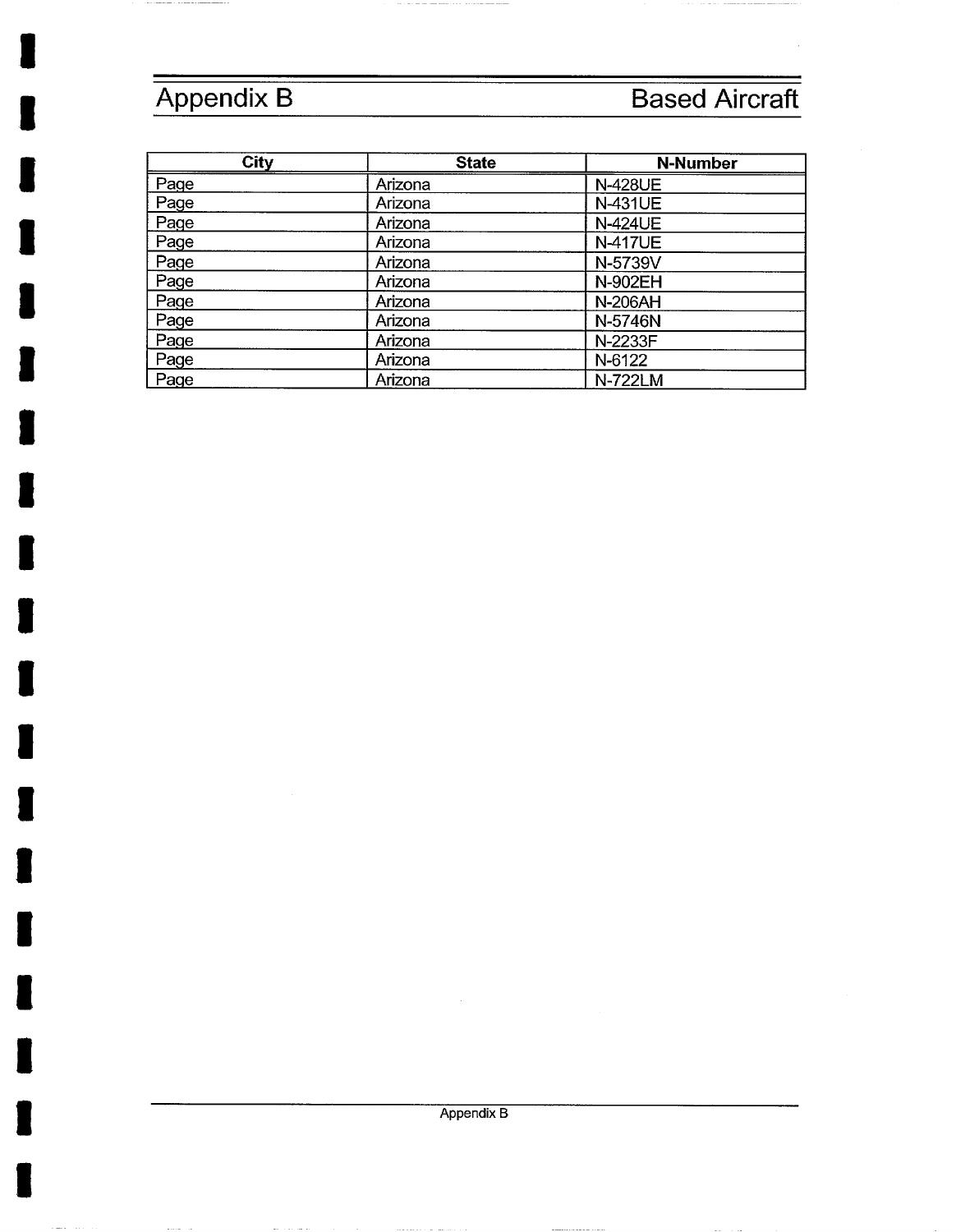# Appendix B Based Aircraft

| City | State | N-Number |
|---|---|---|
| Page | Arizona | N-428UE |
| Page | Arizona | N-431UE |
| Page | Arizona | N-424UE |
| Page | Arizona | N-417UE |
| Page | Arizona | N-5739V |
| Page | Arizona | N-902EH |
| Page | Arizona | N-206AH |
| Page | Arizona | N-5746N |
| Page | Arizona | N-2233F |
| Page | Arizona | N-6122 |
| Page | Arizona | N-722LM |